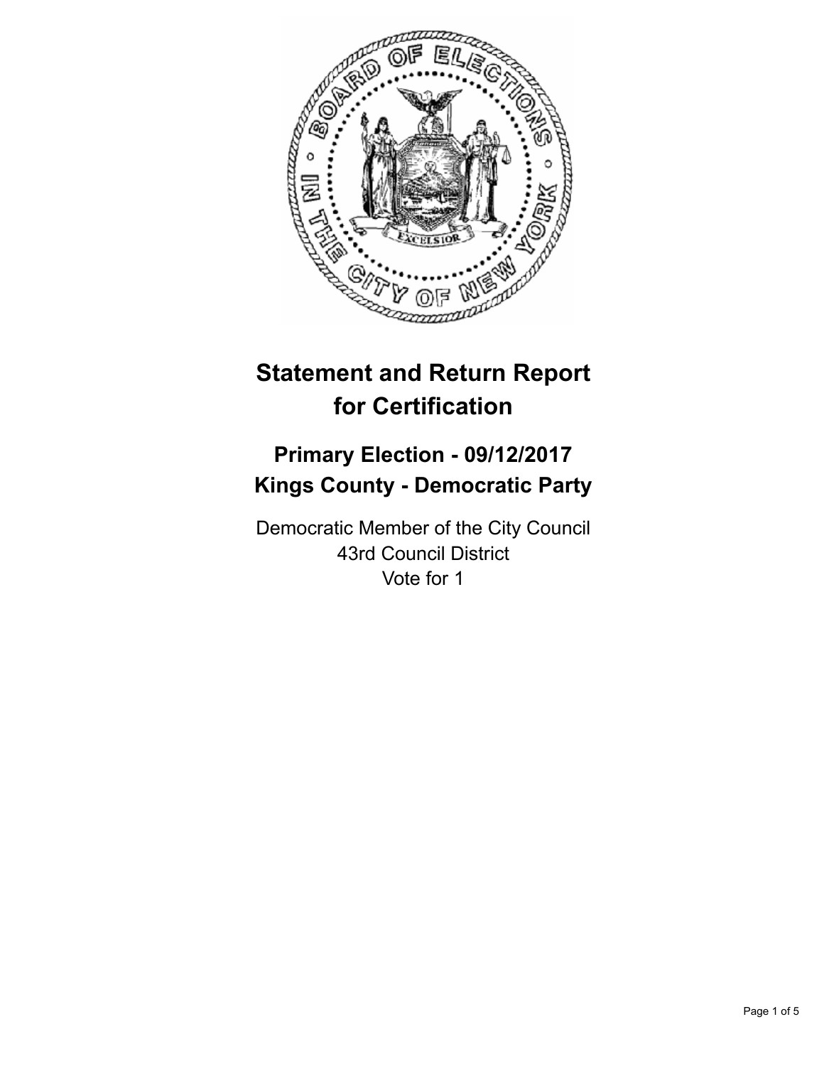# Statement and Return Report for Certification

## Primary Election - 09/12/2017
## Kings County - Democratic Party

Democratic Member of the City Council
43rd Council District
Vote for 1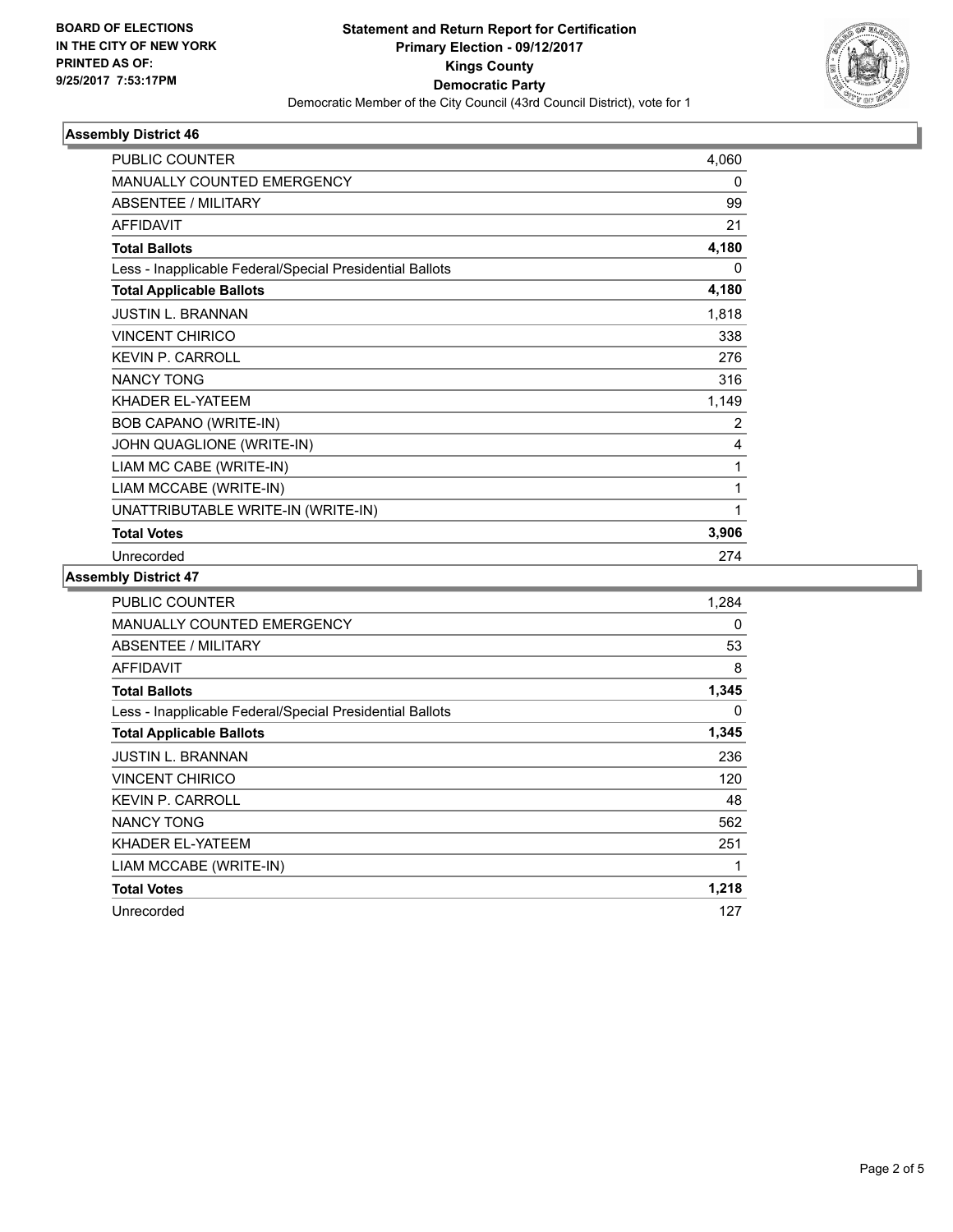**BOARD OF ELECTIONS IN THE CITY OF NEW YORK PRINTED AS OF: 9/25/2017 7:53:17PM**

# Statement and Return Report for Certification
## Primary Election - 09/12/2017
## Kings County
## Democratic Party

Democratic Member of the City Council (43rd Council District), vote for 1

### Assembly District 46

| | |
|---|---|
| PUBLIC COUNTER | 4,060 |
| MANUALLY COUNTED EMERGENCY | 0 |
| ABSENTEE / MILITARY | 99 |
| AFFIDAVIT | 21 |
| **Total Ballots** | **4,180** |
| Less - Inapplicable Federal/Special Presidential Ballots | 0 |
| **Total Applicable Ballots** | **4,180** |
| JUSTIN L. BRANNAN | 1,818 |
| VINCENT CHIRICO | 338 |
| KEVIN P. CARROLL | 276 |
| NANCY TONG | 316 |
| KHADER EL-YATEEM | 1,149 |
| BOB CAPANO (WRITE-IN) | 2 |
| JOHN QUAGLIONE (WRITE-IN) | 4 |
| LIAM MC CABE (WRITE-IN) | 1 |
| LIAM MCCABE (WRITE-IN) | 1 |
| UNATTRIBUTABLE WRITE-IN (WRITE-IN) | 1 |
| **Total Votes** | **3,906** |
| Unrecorded | 274 |

### Assembly District 47

| | |
|---|---|
| PUBLIC COUNTER | 1,284 |
| MANUALLY COUNTED EMERGENCY | 0 |
| ABSENTEE / MILITARY | 53 |
| AFFIDAVIT | 8 |
| **Total Ballots** | **1,345** |
| Less - Inapplicable Federal/Special Presidential Ballots | 0 |
| **Total Applicable Ballots** | **1,345** |
| JUSTIN L. BRANNAN | 236 |
| VINCENT CHIRICO | 120 |
| KEVIN P. CARROLL | 48 |
| NANCY TONG | 562 |
| KHADER EL-YATEEM | 251 |
| LIAM MCCABE (WRITE-IN) | 1 |
| **Total Votes** | **1,218** |
| Unrecorded | 127 |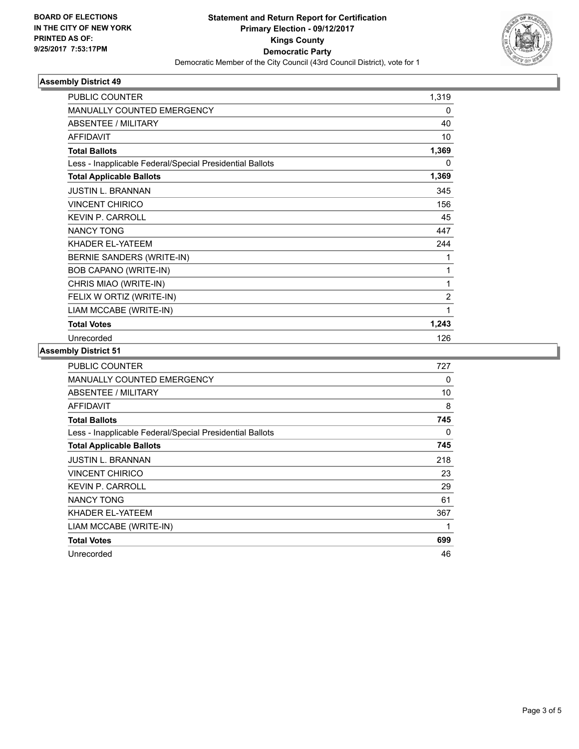**BOARD OF ELECTIONS IN THE CITY OF NEW YORK PRINTED AS OF: 9/25/2017 7:53:17PM**

# Statement and Return Report for Certification
## Primary Election - 09/12/2017
## Kings County
## Democratic Party
Democratic Member of the City Council (43rd Council District), vote for 1

### Assembly District 49

| | |
|---|---|
| PUBLIC COUNTER | 1,319 |
| MANUALLY COUNTED EMERGENCY | 0 |
| ABSENTEE / MILITARY | 40 |
| AFFIDAVIT | 10 |
| **Total Ballots** | **1,369** |
| Less - Inapplicable Federal/Special Presidential Ballots | 0 |
| **Total Applicable Ballots** | **1,369** |
| JUSTIN L. BRANNAN | 345 |
| VINCENT CHIRICO | 156 |
| KEVIN P. CARROLL | 45 |
| NANCY TONG | 447 |
| KHADER EL-YATEEM | 244 |
| BERNIE SANDERS (WRITE-IN) | 1 |
| BOB CAPANO (WRITE-IN) | 1 |
| CHRIS MIAO (WRITE-IN) | 1 |
| FELIX W ORTIZ (WRITE-IN) | 2 |
| LIAM MCCABE (WRITE-IN) | 1 |
| **Total Votes** | **1,243** |
| Unrecorded | 126 |

### Assembly District 51

| | |
|---|---|
| PUBLIC COUNTER | 727 |
| MANUALLY COUNTED EMERGENCY | 0 |
| ABSENTEE / MILITARY | 10 |
| AFFIDAVIT | 8 |
| **Total Ballots** | **745** |
| Less - Inapplicable Federal/Special Presidential Ballots | 0 |
| **Total Applicable Ballots** | **745** |
| JUSTIN L. BRANNAN | 218 |
| VINCENT CHIRICO | 23 |
| KEVIN P. CARROLL | 29 |
| NANCY TONG | 61 |
| KHADER EL-YATEEM | 367 |
| LIAM MCCABE (WRITE-IN) | 1 |
| **Total Votes** | **699** |
| Unrecorded | 46 |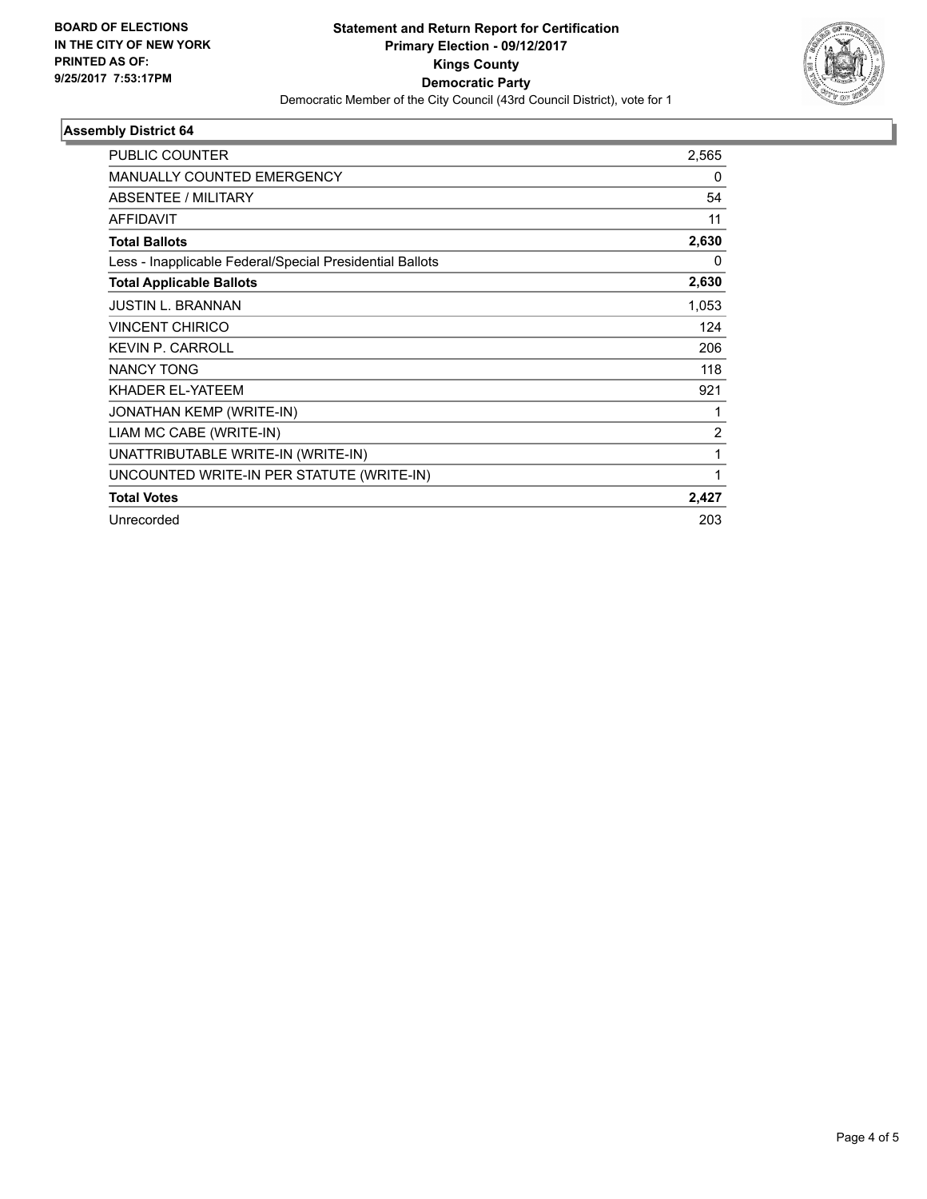**BOARD OF ELECTIONS IN THE CITY OF NEW YORK PRINTED AS OF: 9/25/2017 7:53:17PM**

# Statement and Return Report for Certification
## Primary Election - 09/12/2017
## Kings County
## Democratic Party
Democratic Member of the City Council (43rd Council District), vote for 1

### Assembly District 64

| | |
|---|---|
| PUBLIC COUNTER | 2,565 |
| MANUALLY COUNTED EMERGENCY | 0 |
| ABSENTEE / MILITARY | 54 |
| AFFIDAVIT | 11 |
| **Total Ballots** | **2,630** |
| Less - Inapplicable Federal/Special Presidential Ballots | 0 |
| **Total Applicable Ballots** | **2,630** |
| JUSTIN L. BRANNAN | 1,053 |
| VINCENT CHIRICO | 124 |
| KEVIN P. CARROLL | 206 |
| NANCY TONG | 118 |
| KHADER EL-YATEEM | 921 |
| JONATHAN KEMP (WRITE-IN) | 1 |
| LIAM MC CABE (WRITE-IN) | 2 |
| UNATTRIBUTABLE WRITE-IN (WRITE-IN) | 1 |
| UNCOUNTED WRITE-IN PER STATUTE (WRITE-IN) | 1 |
| **Total Votes** | **2,427** |
| Unrecorded | 203 |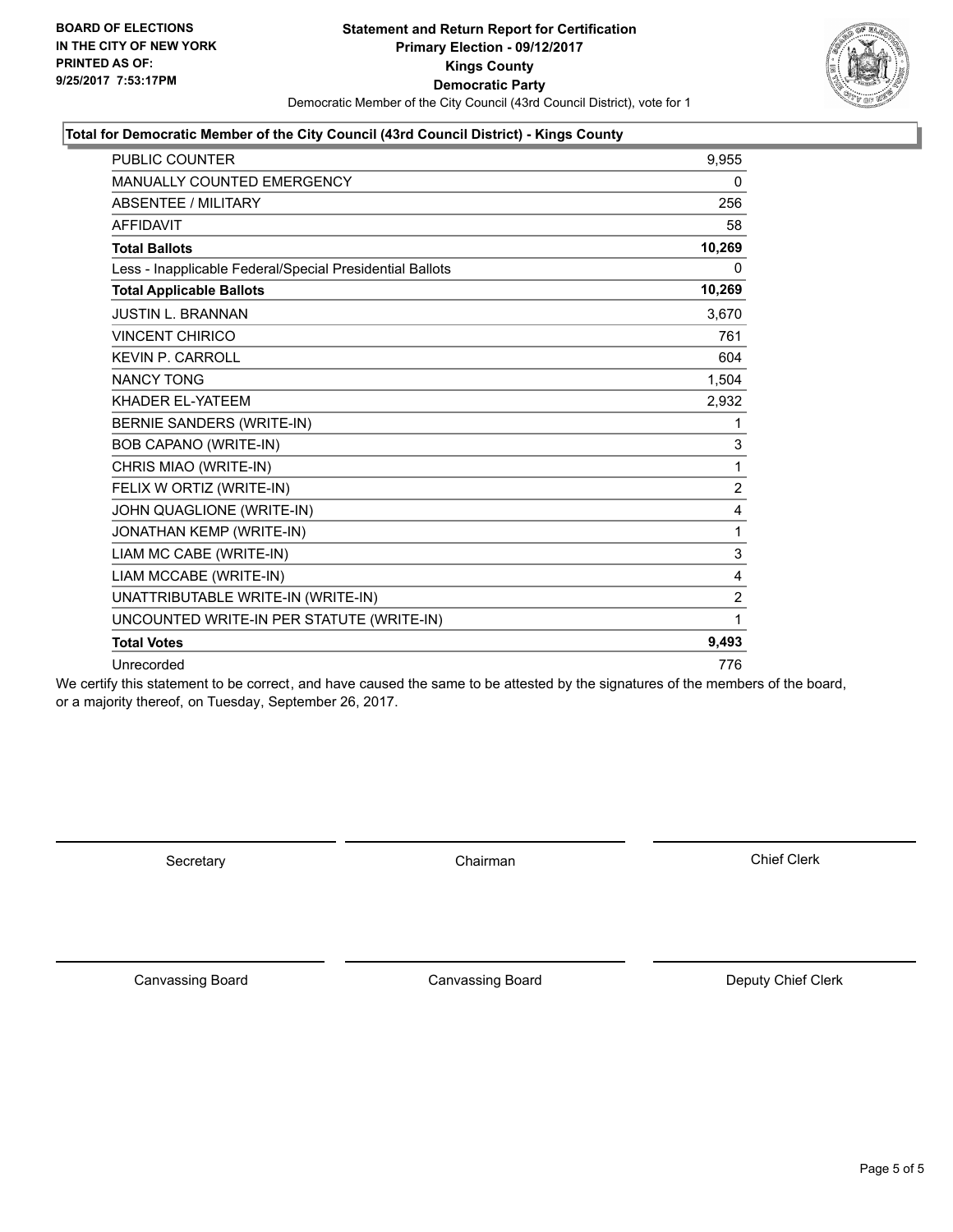BOARD OF ELECTIONS
IN THE CITY OF NEW YORK
PRINTED AS OF:
9/25/2017 7:53:17PM

# Statement and Return Report for Certification
## Primary Election - 09/12/2017
## Kings County
## Democratic Party

Democratic Member of the City Council (43rd Council District), vote for 1

### Total for Democratic Member of the City Council (43rd Council District) - Kings County

| | |
|---|---|
| PUBLIC COUNTER | 9,955 |
| MANUALLY COUNTED EMERGENCY | 0 |
| ABSENTEE / MILITARY | 256 |
| AFFIDAVIT | 58 |
| **Total Ballots** | **10,269** |
| Less - Inapplicable Federal/Special Presidential Ballots | 0 |
| **Total Applicable Ballots** | **10,269** |
| JUSTIN L. BRANNAN | 3,670 |
| VINCENT CHIRICO | 761 |
| KEVIN P. CARROLL | 604 |
| NANCY TONG | 1,504 |
| KHADER EL-YATEEM | 2,932 |
| BERNIE SANDERS (WRITE-IN) | 1 |
| BOB CAPANO (WRITE-IN) | 3 |
| CHRIS MIAO (WRITE-IN) | 1 |
| FELIX W ORTIZ (WRITE-IN) | 2 |
| JOHN QUAGLIONE (WRITE-IN) | 4 |
| JONATHAN KEMP (WRITE-IN) | 1 |
| LIAM MC CABE (WRITE-IN) | 3 |
| LIAM MCCABE (WRITE-IN) | 4 |
| UNATTRIBUTABLE WRITE-IN (WRITE-IN) | 2 |
| UNCOUNTED WRITE-IN PER STATUTE (WRITE-IN) | 1 |
| **Total Votes** | **9,493** |
| Unrecorded | 776 |

We certify this statement to be correct, and have caused the same to be attested by the signatures of the members of the board, or a majority thereof, on Tuesday, September 26, 2017.

Secretary

Chairman

Chief Clerk

Canvassing Board

Canvassing Board

Deputy Chief Clerk